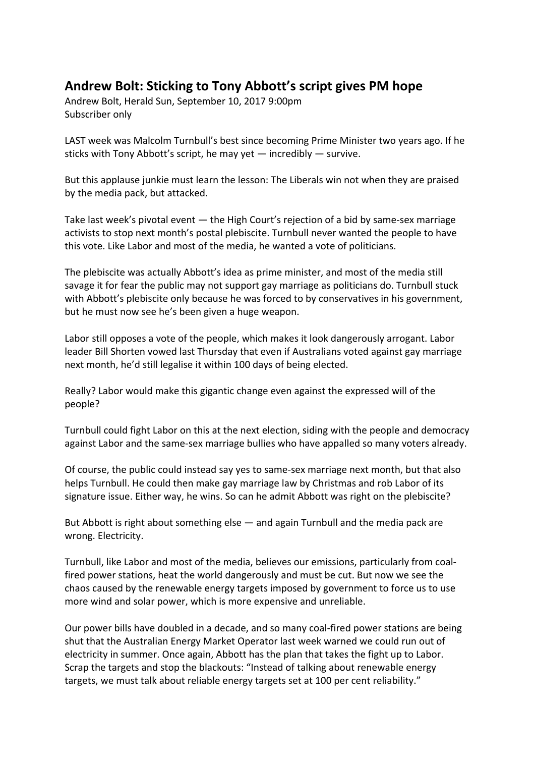## Andrew Bolt: Sticking to Tony Abbott's script gives PM hope

Andrew Bolt, Herald Sun, September 10, 2017 9:00pm
Subscriber only

LAST week was Malcolm Turnbull's best since becoming Prime Minister two years ago. If he sticks with Tony Abbott's script, he may yet — incredibly — survive.

But this applause junkie must learn the lesson: The Liberals win not when they are praised by the media pack, but attacked.

Take last week's pivotal event — the High Court's rejection of a bid by same-sex marriage activists to stop next month's postal plebiscite. Turnbull never wanted the people to have this vote. Like Labor and most of the media, he wanted a vote of politicians.

The plebiscite was actually Abbott's idea as prime minister, and most of the media still savage it for fear the public may not support gay marriage as politicians do. Turnbull stuck with Abbott's plebiscite only because he was forced to by conservatives in his government, but he must now see he's been given a huge weapon.

Labor still opposes a vote of the people, which makes it look dangerously arrogant. Labor leader Bill Shorten vowed last Thursday that even if Australians voted against gay marriage next month, he'd still legalise it within 100 days of being elected.

Really? Labor would make this gigantic change even against the expressed will of the people?

Turnbull could fight Labor on this at the next election, siding with the people and democracy against Labor and the same-sex marriage bullies who have appalled so many voters already.

Of course, the public could instead say yes to same-sex marriage next month, but that also helps Turnbull. He could then make gay marriage law by Christmas and rob Labor of its signature issue. Either way, he wins. So can he admit Abbott was right on the plebiscite?

But Abbott is right about something else — and again Turnbull and the media pack are wrong. Electricity.

Turnbull, like Labor and most of the media, believes our emissions, particularly from coal-fired power stations, heat the world dangerously and must be cut. But now we see the chaos caused by the renewable energy targets imposed by government to force us to use more wind and solar power, which is more expensive and unreliable.

Our power bills have doubled in a decade, and so many coal-fired power stations are being shut that the Australian Energy Market Operator last week warned we could run out of electricity in summer. Once again, Abbott has the plan that takes the fight up to Labor. Scrap the targets and stop the blackouts: "Instead of talking about renewable energy targets, we must talk about reliable energy targets set at 100 per cent reliability."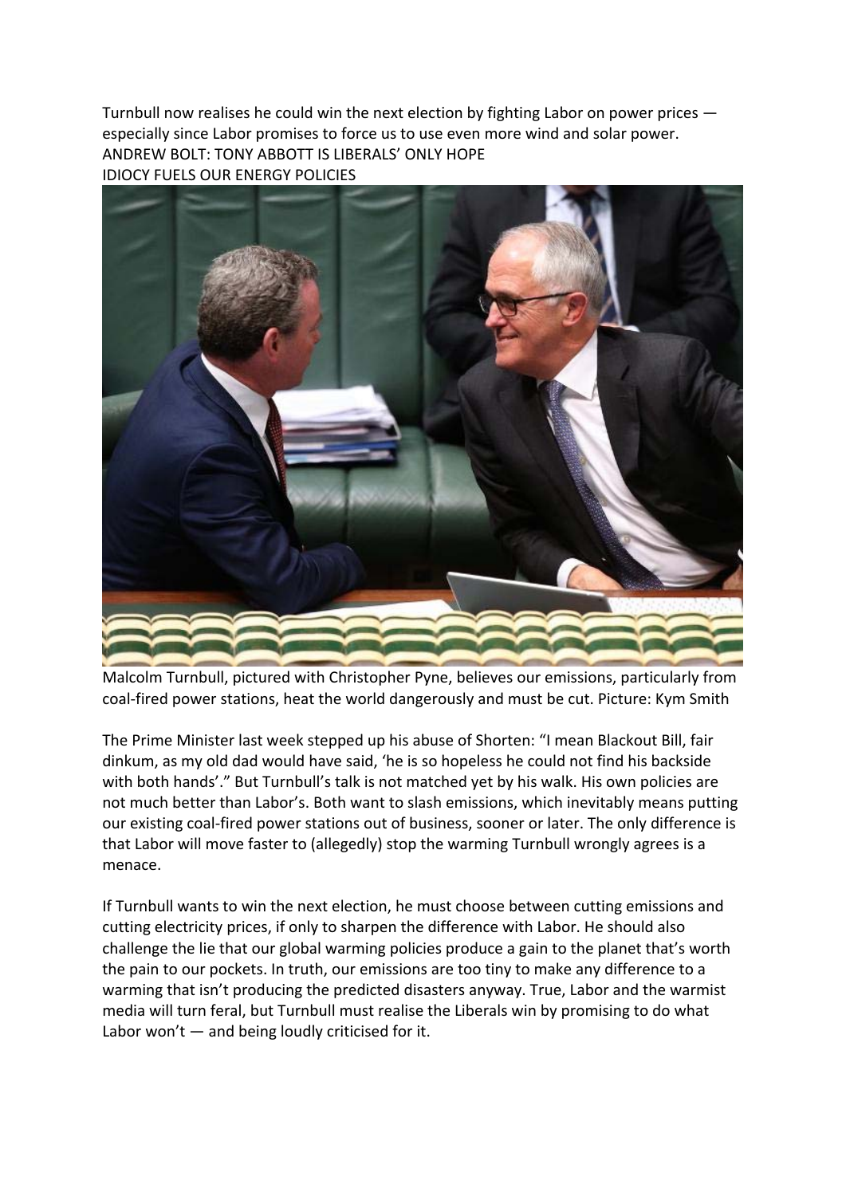Turnbull now realises he could win the next election by fighting Labor on power prices — especially since Labor promises to force us to use even more wind and solar power.

ANDREW BOLT: TONY ABBOTT IS LIBERALS' ONLY HOPE

IDIOCY FUELS OUR ENERGY POLICIES

Malcolm Turnbull, pictured with Christopher Pyne, believes our emissions, particularly from coal-fired power stations, heat the world dangerously and must be cut. Picture: Kym Smith

The Prime Minister last week stepped up his abuse of Shorten: "I mean Blackout Bill, fair dinkum, as my old dad would have said, 'he is so hopeless he could not find his backside with both hands'." But Turnbull's talk is not matched yet by his walk. His own policies are not much better than Labor's. Both want to slash emissions, which inevitably means putting our existing coal-fired power stations out of business, sooner or later. The only difference is that Labor will move faster to (allegedly) stop the warming Turnbull wrongly agrees is a menace.

If Turnbull wants to win the next election, he must choose between cutting emissions and cutting electricity prices, if only to sharpen the difference with Labor. He should also challenge the lie that our global warming policies produce a gain to the planet that's worth the pain to our pockets. In truth, our emissions are too tiny to make any difference to a warming that isn't producing the predicted disasters anyway. True, Labor and the warmist media will turn feral, but Turnbull must realise the Liberals win by promising to do what Labor won't — and being loudly criticised for it.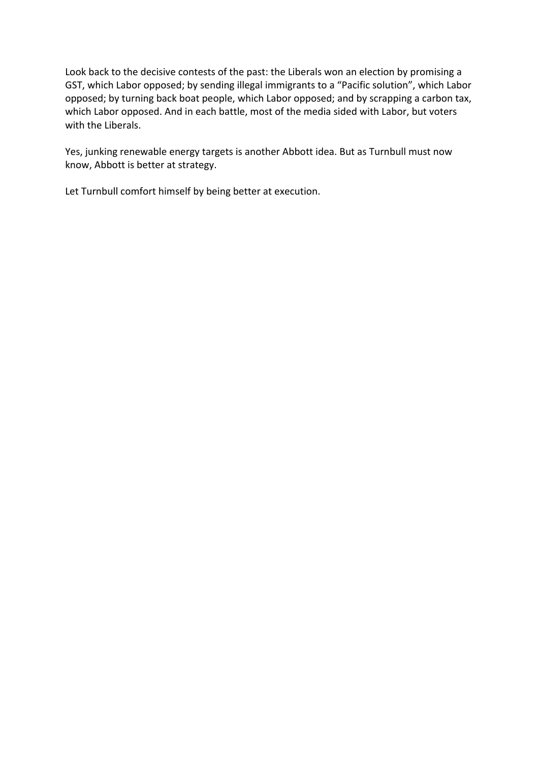Look back to the decisive contests of the past: the Liberals won an election by promising a GST, which Labor opposed; by sending illegal immigrants to a “Pacific solution”, which Labor opposed; by turning back boat people, which Labor opposed; and by scrapping a carbon tax, which Labor opposed. And in each battle, most of the media sided with Labor, but voters with the Liberals.

Yes, junking renewable energy targets is another Abbott idea. But as Turnbull must now know, Abbott is better at strategy.

Let Turnbull comfort himself by being better at execution.